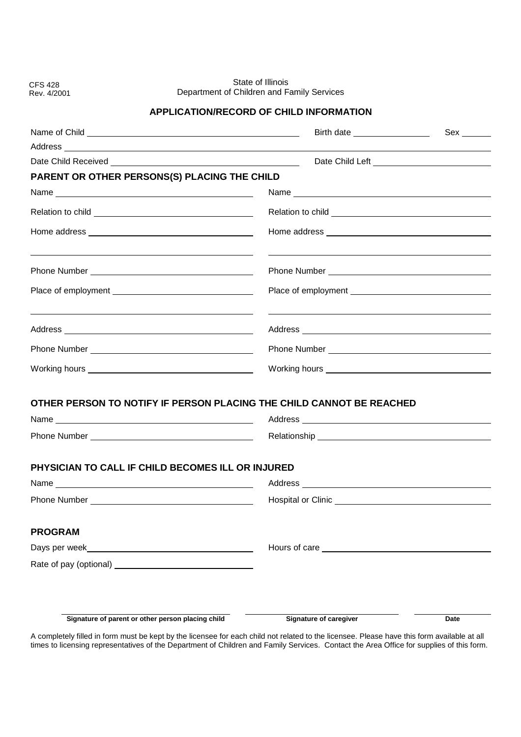CFS 428
Rev. 4/2001

State of Illinois
Department of Children and Family Services

## APPLICATION/RECORD OF CHILD INFORMATION

Name of Child ______________________ Birth date ____________ Sex ______

Address ______________________________________________

Date Child Received ______________________ Date Child Left ______________________

### PARENT OR OTHER PERSONS(S) PLACING THE CHILD

| | |
|---|---|
| Name ______________________ | Name ______________________ |
| Relation to child ______________________ | Relation to child ______________________ |
| Home address ______________________ | Home address ______________________ |
| ______________________ | ______________________ |
| Phone Number ______________________ | Phone Number ______________________ |
| Place of employment ______________________ | Place of employment ______________________ |
| ______________________ | ______________________ |
| Address ______________________ | Address ______________________ |
| Phone Number ______________________ | Phone Number ______________________ |
| Working hours ______________________ | Working hours ______________________ |

### OTHER PERSON TO NOTIFY IF PERSON PLACING THE CHILD CANNOT BE REACHED

Name ______________________ Address ______________________

Phone Number ______________________ Relationship ______________________

### PHYSICIAN TO CALL IF CHILD BECOMES ILL OR INJURED

Name ______________________ Address ______________________

Phone Number ______________________ Hospital or Clinic ______________________

### PROGRAM

Days per week ______________________ Hours of care ______________________

Rate of pay (optional) ______________________

______________________ ______________________ ____________

**Signature of parent or other person placing child** **Signature of caregiver** **Date**

A completely filled in form must be kept by the licensee for each child not related to the licensee. Please have this form available at all times to licensing representatives of the Department of Children and Family Services. Contact the Area Office for supplies of this form.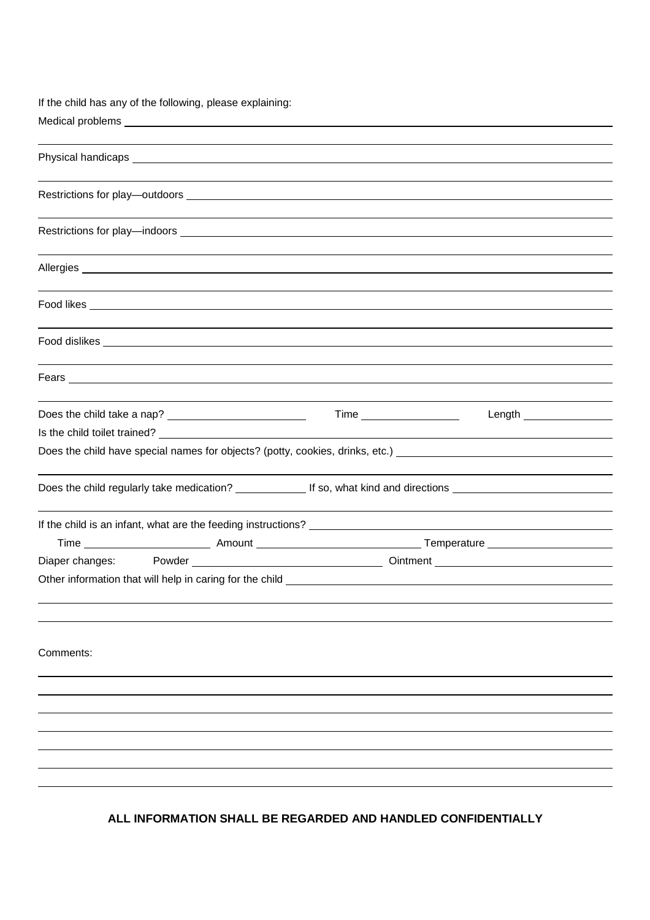If the child has any of the following, please explaining:

Medical problems ______________________________________________________________

______________________________________________________________________________

Physical handicaps _____________________________________________________________

______________________________________________________________________________

Restrictions for play—outdoors ___________________________________________________

______________________________________________________________________________

Restrictions for play—indoors ____________________________________________________

______________________________________________________________________________

Allergies _____________________________________________________________________

______________________________________________________________________________

Food likes ____________________________________________________________________

______________________________________________________________________________

Food dislikes __________________________________________________________________

______________________________________________________________________________

Fears ________________________________________________________________________

______________________________________________________________________________

Does the child take a nap? ____________________ Time ______________ Length ______________

Is the child toilet trained? ________________________________________________________

Does the child have special names for objects? (potty, cookies, drinks, etc.) ________________

______________________________________________________________________________

Does the child regularly take medication? __________ If so, what kind and directions __________

______________________________________________________________________________

If the child is an infant, what are the feeding instructions? _______________________________

Time ____________________ Amount ________________________ Temperature __________________

Diaper changes: Powder ____________________________ Ointment ____________________________

Other information that will help in caring for the child ___________________________________

______________________________________________________________________________

______________________________________________________________________________

Comments:

______________________________________________________________________________

______________________________________________________________________________

______________________________________________________________________________

______________________________________________________________________________

______________________________________________________________________________

______________________________________________________________________________

______________________________________________________________________________

**ALL INFORMATION SHALL BE REGARDED AND HANDLED CONFIDENTIALLY**